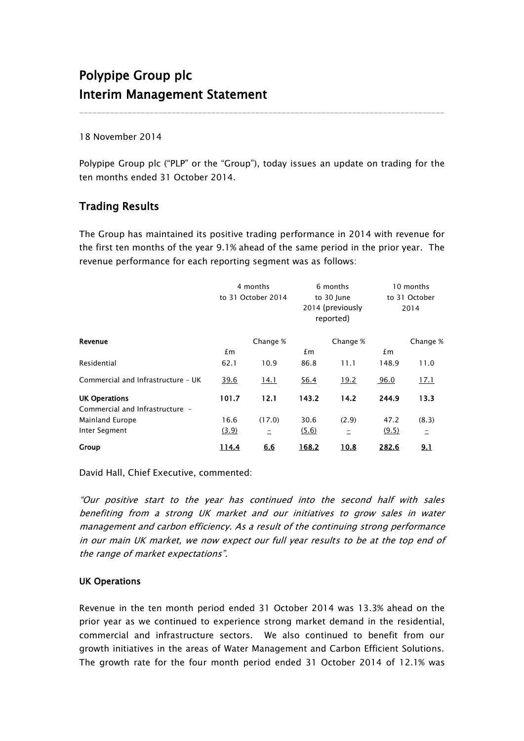# Polypipe Group plc
# Interim Management Statement

18 November 2014

Polypipe Group plc ("PLP" or the "Group"), today issues an update on trading for the ten months ended 31 October 2014.

## Trading Results

The Group has maintained its positive trading performance in 2014 with revenue for the first ten months of the year 9.1% ahead of the same period in the prior year. The revenue performance for each reporting segment was as follows:

| | 4 months to 31 October 2014 | | 6 months to 30 June 2014 (previously reported) | | 10 months to 31 October 2014 | |
|---|---|---|---|---|---|---|
| **Revenue** | £m | Change % | £m | Change % | £m | Change % |
| Residential | 62.1 | 10.9 | 86.8 | 11.1 | 148.9 | 11.0 |
| Commercial and Infrastructure – UK | 39.6 | 14.1 | 56.4 | 19.2 | 96.0 | 17.1 |
| **UK Operations** | **101.7** | **12.1** | **143.2** | **14.2** | **244.9** | **13.3** |
| Commercial and Infrastructure – Mainland Europe | 16.6 | (17.0) | 30.6 | (2.9) | 47.2 | (8.3) |
| Inter Segment | (3.9) | – | (5.6) | – | (9.5) | – |
| **Group** | **114.4** | **6.6** | **168.2** | **10.8** | **282.6** | **9.1** |

David Hall, Chief Executive, commented:

*"Our positive start to the year has continued into the second half with sales benefiting from a strong UK market and our initiatives to grow sales in water management and carbon efficiency. As a result of the continuing strong performance in our main UK market, we now expect our full year results to be at the top end of the range of market expectations".*

### UK Operations

Revenue in the ten month period ended 31 October 2014 was 13.3% ahead on the prior year as we continued to experience strong market demand in the residential, commercial and infrastructure sectors. We also continued to benefit from our growth initiatives in the areas of Water Management and Carbon Efficient Solutions. The growth rate for the four month period ended 31 October 2014 of 12.1% was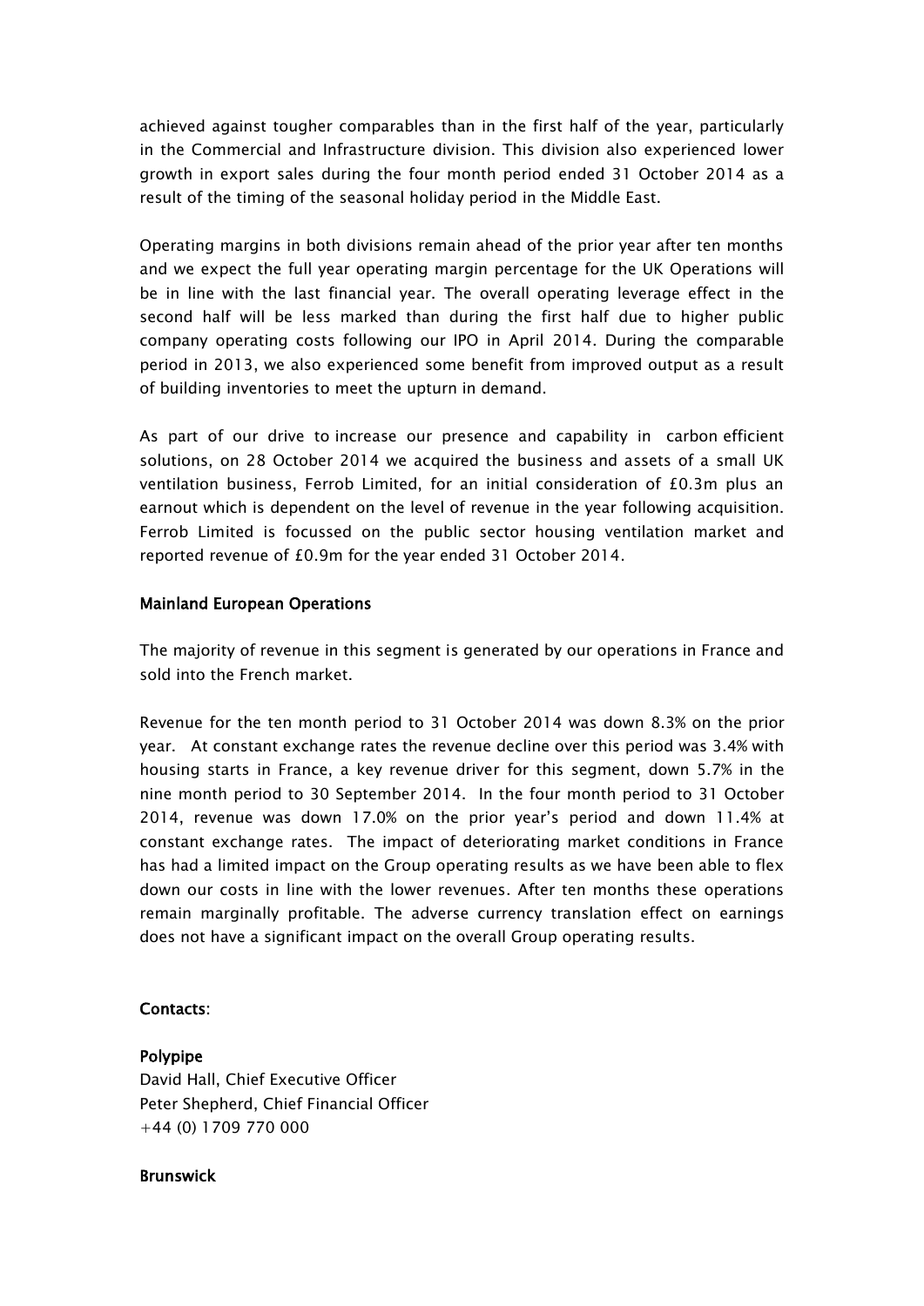achieved against tougher comparables than in the first half of the year, particularly in the Commercial and Infrastructure division. This division also experienced lower growth in export sales during the four month period ended 31 October 2014 as a result of the timing of the seasonal holiday period in the Middle East.

Operating margins in both divisions remain ahead of the prior year after ten months and we expect the full year operating margin percentage for the UK Operations will be in line with the last financial year. The overall operating leverage effect in the second half will be less marked than during the first half due to higher public company operating costs following our IPO in April 2014. During the comparable period in 2013, we also experienced some benefit from improved output as a result of building inventories to meet the upturn in demand.

As part of our drive to increase our presence and capability in carbon efficient solutions, on 28 October 2014 we acquired the business and assets of a small UK ventilation business, Ferrob Limited, for an initial consideration of £0.3m plus an earnout which is dependent on the level of revenue in the year following acquisition. Ferrob Limited is focussed on the public sector housing ventilation market and reported revenue of £0.9m for the year ended 31 October 2014.

**Mainland European Operations**

The majority of revenue in this segment is generated by our operations in France and sold into the French market.

Revenue for the ten month period to 31 October 2014 was down 8.3% on the prior year. At constant exchange rates the revenue decline over this period was 3.4% with housing starts in France, a key revenue driver for this segment, down 5.7% in the nine month period to 30 September 2014. In the four month period to 31 October 2014, revenue was down 17.0% on the prior year's period and down 11.4% at constant exchange rates. The impact of deteriorating market conditions in France has had a limited impact on the Group operating results as we have been able to flex down our costs in line with the lower revenues. After ten months these operations remain marginally profitable. The adverse currency translation effect on earnings does not have a significant impact on the overall Group operating results.

**Contacts**:

**Polypipe**
David Hall, Chief Executive Officer
Peter Shepherd, Chief Financial Officer
+44 (0) 1709 770 000

**Brunswick**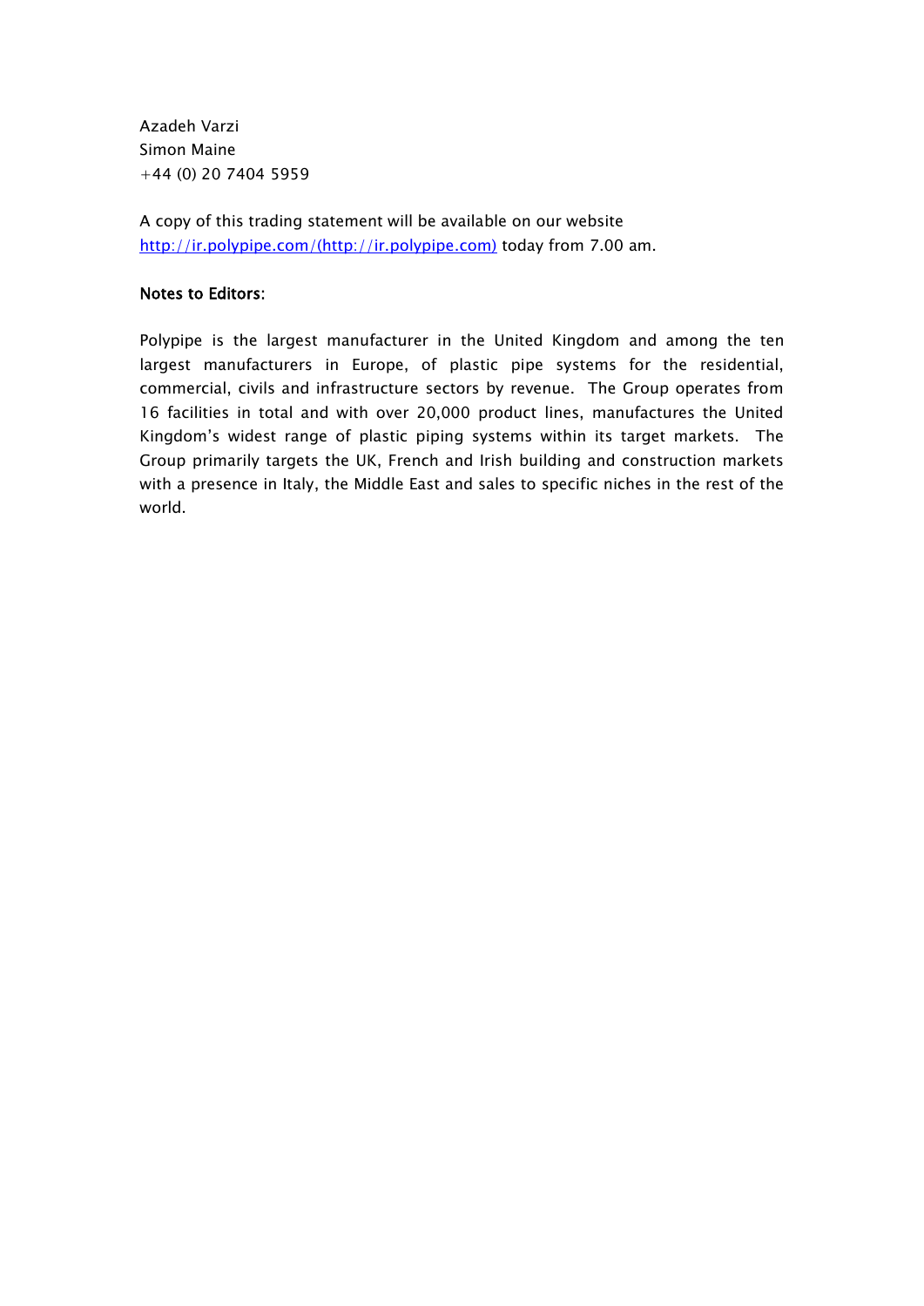Azadeh Varzi  
Simon Maine  
+44 (0) 20 7404 5959

A copy of this trading statement will be available on our website http://ir.polypipe.com/(http://ir.polypipe.com) today from 7.00 am.

**Notes to Editors:**

Polypipe is the largest manufacturer in the United Kingdom and among the ten largest manufacturers in Europe, of plastic pipe systems for the residential, commercial, civils and infrastructure sectors by revenue. The Group operates from 16 facilities in total and with over 20,000 product lines, manufactures the United Kingdom's widest range of plastic piping systems within its target markets. The Group primarily targets the UK, French and Irish building and construction markets with a presence in Italy, the Middle East and sales to specific niches in the rest of the world.